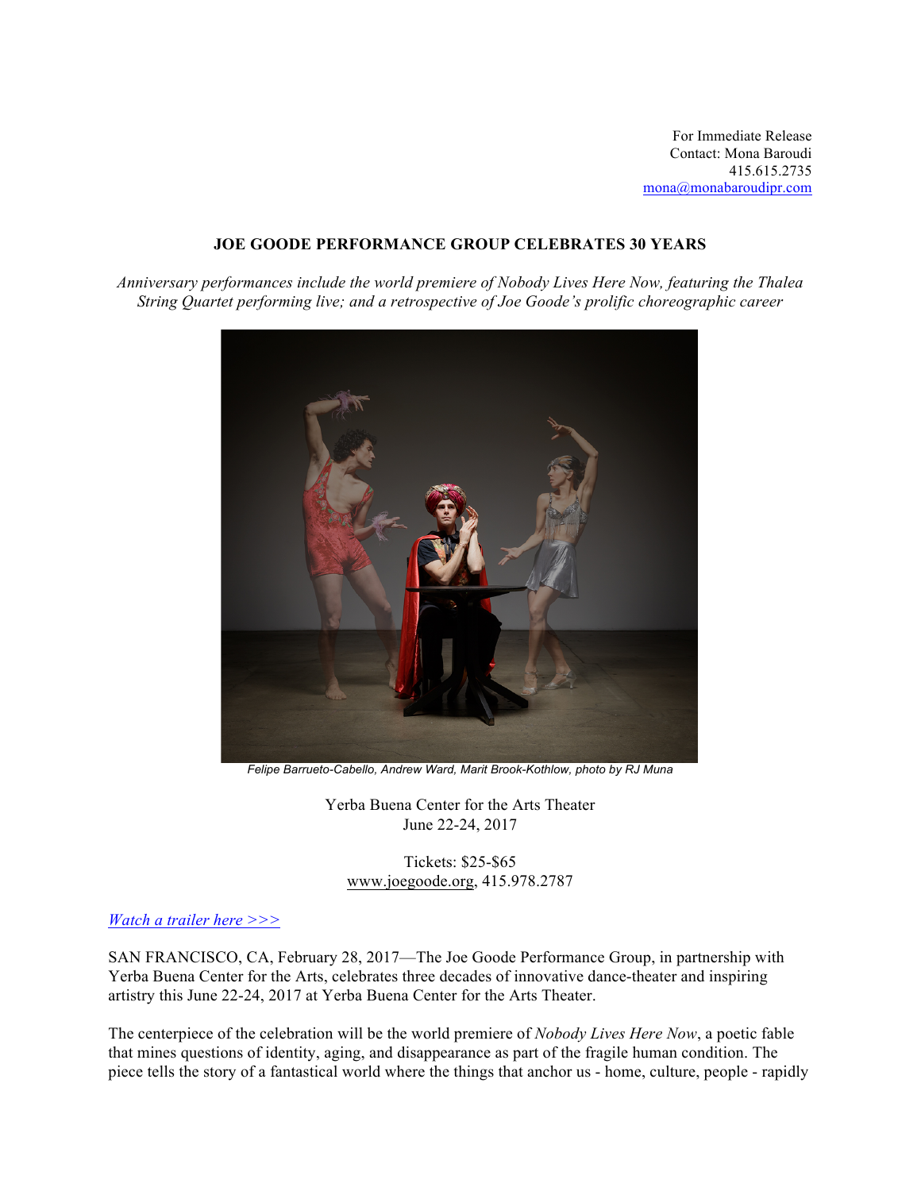For Immediate Release
Contact: Mona Baroudi
415.615.2735
mona@monabaroudipr.com

# JOE GOODE PERFORMANCE GROUP CELEBRATES 30 YEARS

*Anniversary performances include the world premiere of Nobody Lives Here Now, featuring the Thalea String Quartet performing live; and a retrospective of Joe Goode's prolific choreographic career*

*Felipe Barrueto-Cabello, Andrew Ward, Marit Brook-Kothlow, photo by RJ Muna*

Yerba Buena Center for the Arts Theater
June 22-24, 2017

Tickets: $25-$65
www.joegoode.org, 415.978.2787

*Watch a trailer here >>>*

SAN FRANCISCO, CA, February 28, 2017—The Joe Goode Performance Group, in partnership with Yerba Buena Center for the Arts, celebrates three decades of innovative dance-theater and inspiring artistry this June 22-24, 2017 at Yerba Buena Center for the Arts Theater.

The centerpiece of the celebration will be the world premiere of *Nobody Lives Here Now*, a poetic fable that mines questions of identity, aging, and disappearance as part of the fragile human condition. The piece tells the story of a fantastical world where the things that anchor us - home, culture, people - rapidly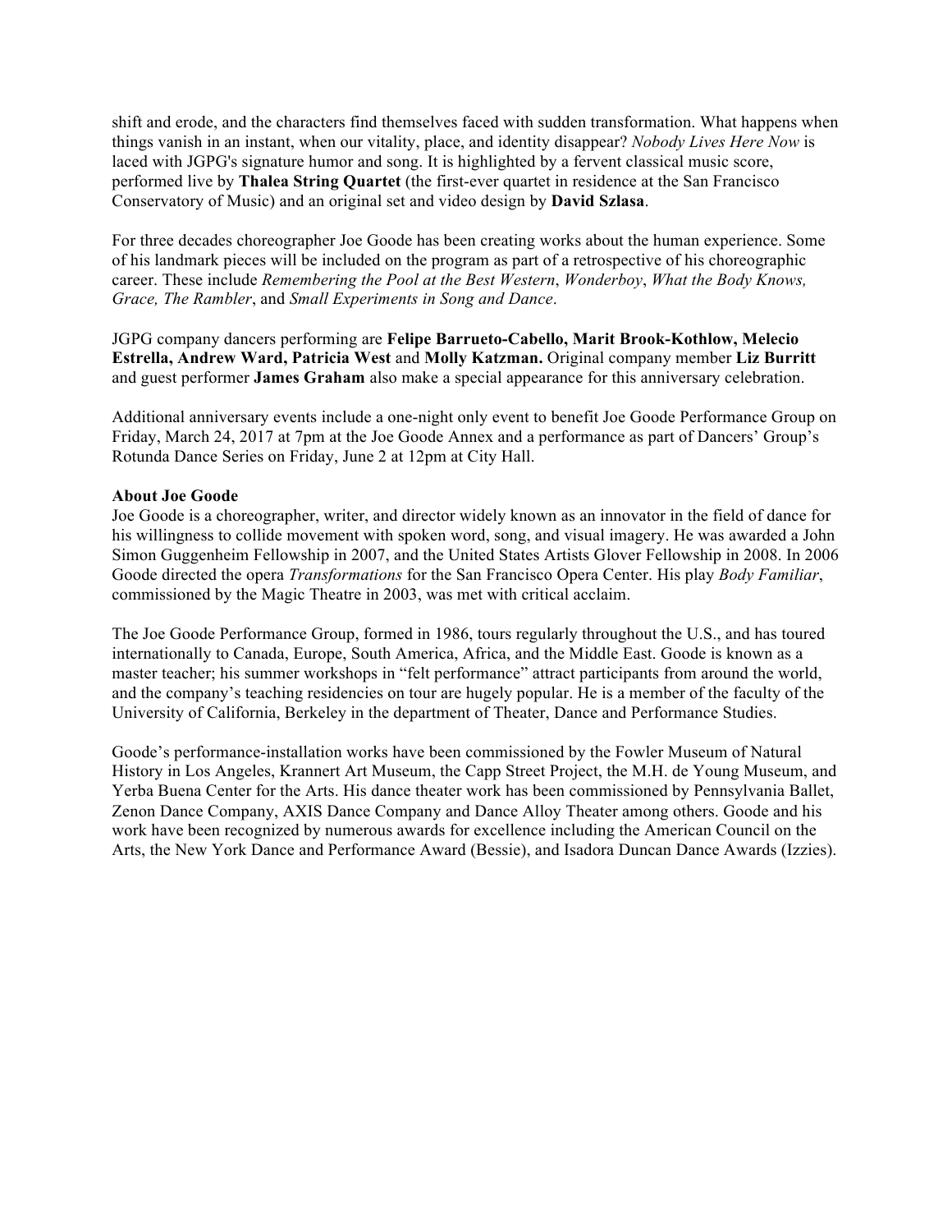shift and erode, and the characters find themselves faced with sudden transformation. What happens when things vanish in an instant, when our vitality, place, and identity disappear? *Nobody Lives Here Now* is laced with JGPG's signature humor and song. It is highlighted by a fervent classical music score, performed live by **Thalea String Quartet** (the first-ever quartet in residence at the San Francisco Conservatory of Music) and an original set and video design by **David Szlasa**.

For three decades choreographer Joe Goode has been creating works about the human experience. Some of his landmark pieces will be included on the program as part of a retrospective of his choreographic career. These include *Remembering the Pool at the Best Western*, *Wonderboy*, *What the Body Knows, Grace, The Rambler*, and *Small Experiments in Song and Dance*.

JGPG company dancers performing are **Felipe Barrueto-Cabello, Marit Brook-Kothlow, Melecio Estrella, Andrew Ward, Patricia West** and **Molly Katzman.** Original company member **Liz Burritt** and guest performer **James Graham** also make a special appearance for this anniversary celebration.

Additional anniversary events include a one-night only event to benefit Joe Goode Performance Group on Friday, March 24, 2017 at 7pm at the Joe Goode Annex and a performance as part of Dancers' Group's Rotunda Dance Series on Friday, June 2 at 12pm at City Hall.

**About Joe Goode**

Joe Goode is a choreographer, writer, and director widely known as an innovator in the field of dance for his willingness to collide movement with spoken word, song, and visual imagery. He was awarded a John Simon Guggenheim Fellowship in 2007, and the United States Artists Glover Fellowship in 2008. In 2006 Goode directed the opera *Transformations* for the San Francisco Opera Center. His play *Body Familiar*, commissioned by the Magic Theatre in 2003, was met with critical acclaim.

The Joe Goode Performance Group, formed in 1986, tours regularly throughout the U.S., and has toured internationally to Canada, Europe, South America, Africa, and the Middle East. Goode is known as a master teacher; his summer workshops in "felt performance" attract participants from around the world, and the company's teaching residencies on tour are hugely popular. He is a member of the faculty of the University of California, Berkeley in the department of Theater, Dance and Performance Studies.

Goode's performance-installation works have been commissioned by the Fowler Museum of Natural History in Los Angeles, Krannert Art Museum, the Capp Street Project, the M.H. de Young Museum, and Yerba Buena Center for the Arts. His dance theater work has been commissioned by Pennsylvania Ballet, Zenon Dance Company, AXIS Dance Company and Dance Alloy Theater among others. Goode and his work have been recognized by numerous awards for excellence including the American Council on the Arts, the New York Dance and Performance Award (Bessie), and Isadora Duncan Dance Awards (Izzies).